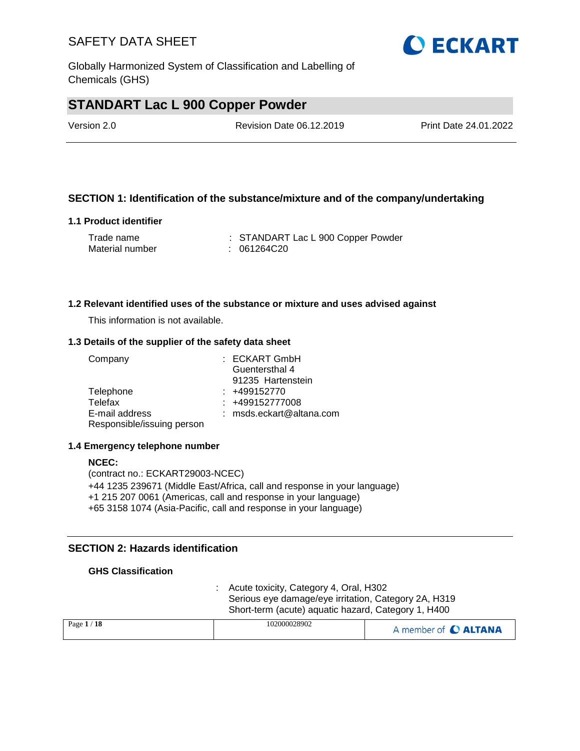# SAFETY DATA SHEET

Globally Harmonized System of Classification and Labelling of Chemicals (GHS)

## STANDART Lac L 900 Copper Powder

Version 2.0 | Revision Date 06.12.2019 | Print Date 24.01.2022

---

## SECTION 1: Identification of the substance/mixture and of the company/undertaking

### 1.1 Product identifier

| | |
|---|---|
| Trade name | : STANDART Lac L 900 Copper Powder |
| Material number | : 061264C20 |

### 1.2 Relevant identified uses of the substance or mixture and uses advised against

This information is not available.

### 1.3 Details of the supplier of the safety data sheet

| | |
|---|---|
| Company | : ECKART GmbH<br>Guentersthal 4<br>91235 Hartenstein |
| Telephone | : +499152770 |
| Telefax | : +499152777008 |
| E-mail address | : msds.eckart@altana.com |
| Responsible/issuing person | |

### 1.4 Emergency telephone number

**NCEC:**
(contract no.: ECKART29003-NCEC)
+44 1235 239671 (Middle East/Africa, call and response in your language)
+1 215 207 0061 (Americas, call and response in your language)
+65 3158 1074 (Asia-Pacific, call and response in your language)

---

## SECTION 2: Hazards identification

### GHS Classification

: Acute toxicity, Category 4, Oral, H302
Serious eye damage/eye irritation, Category 2A, H319
Short-term (acute) aquatic hazard, Category 1, H400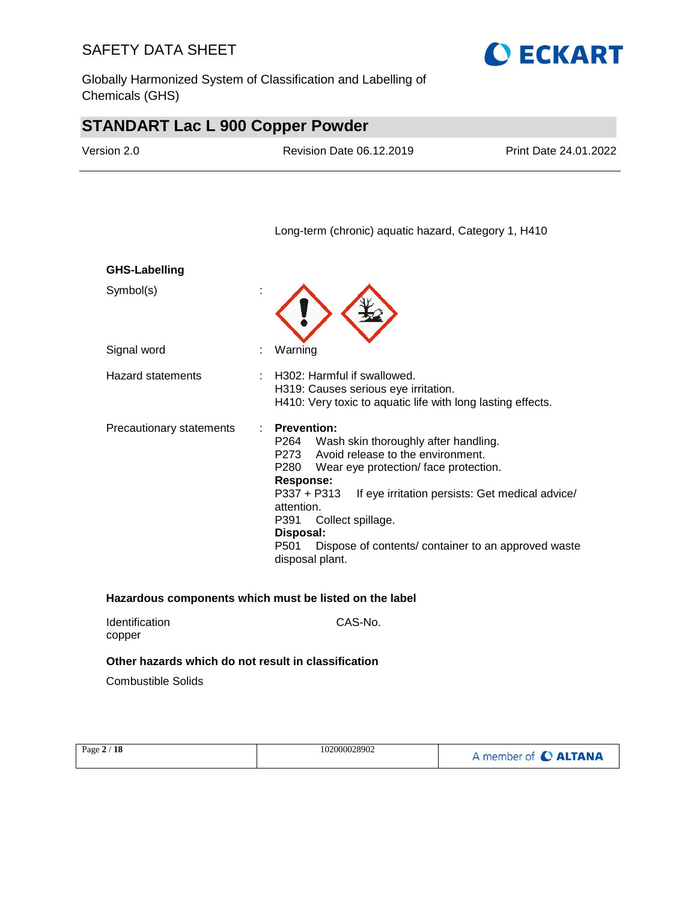Long-term (chronic) aquatic hazard, Category 1, H410

**GHS-Labelling**

Symbol(s) :

Signal word : Warning

Hazard statements : H302: Harmful if swallowed.
H319: Causes serious eye irritation.
H410: Very toxic to aquatic life with long lasting effects.

Precautionary statements :

**Prevention:**
P264 Wash skin thoroughly after handling.
P273 Avoid release to the environment.
P280 Wear eye protection/ face protection.

**Response:**
P337 + P313 If eye irritation persists: Get medical advice/ attention.
P391 Collect spillage.

**Disposal:**
P501 Dispose of contents/ container to an approved waste disposal plant.

**Hazardous components which must be listed on the label**

| Identification | CAS-No. |
|---|---|
| copper | |

**Other hazards which do not result in classification**

Combustible Solids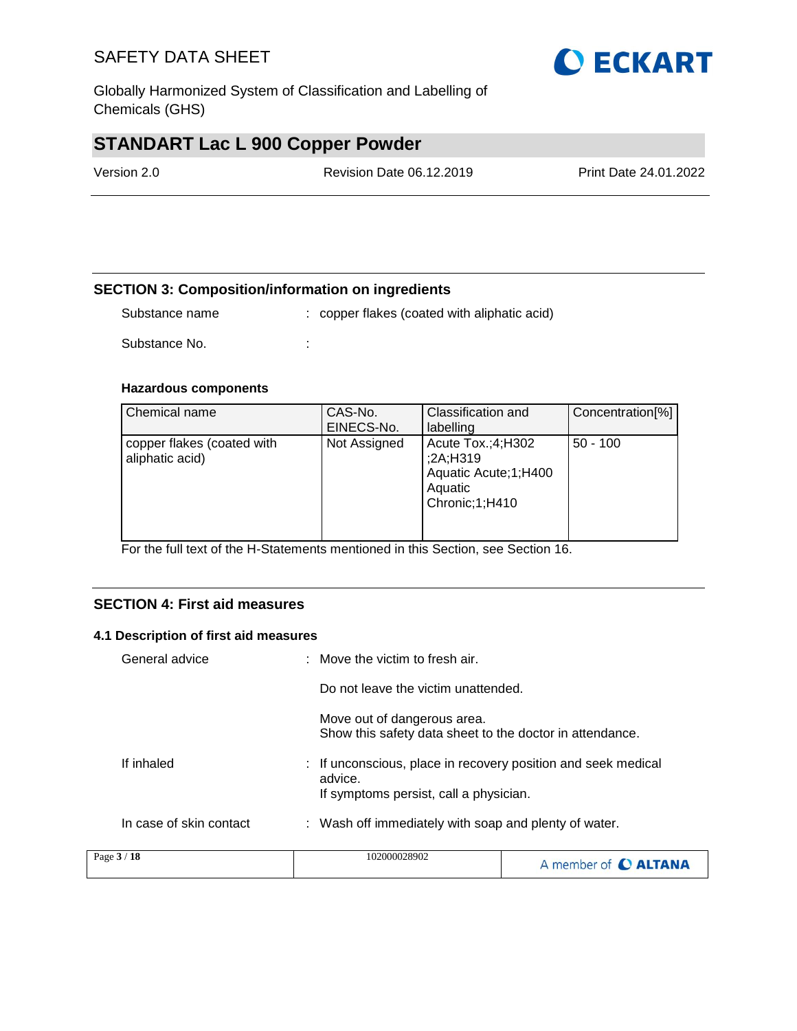## SECTION 3: Composition/information on ingredients

Substance name : copper flakes (coated with aliphatic acid)

Substance No. :

**Hazardous components**

| Chemical name | CAS-No. EINECS-No. | Classification and labelling | Concentration[%] |
|---|---|---|---|
| copper flakes (coated with aliphatic acid) | Not Assigned | Acute Tox.;4;H302 ;2A;H319 Aquatic Acute;1;H400 Aquatic Chronic;1;H410 | 50 - 100 |

For the full text of the H-Statements mentioned in this Section, see Section 16.

## SECTION 4: First aid measures

### 4.1 Description of first aid measures

General advice : Move the victim to fresh air.

Do not leave the victim unattended.

Move out of dangerous area.
Show this safety data sheet to the doctor in attendance.

If inhaled : If unconscious, place in recovery position and seek medical advice.
If symptoms persist, call a physician.

In case of skin contact : Wash off immediately with soap and plenty of water.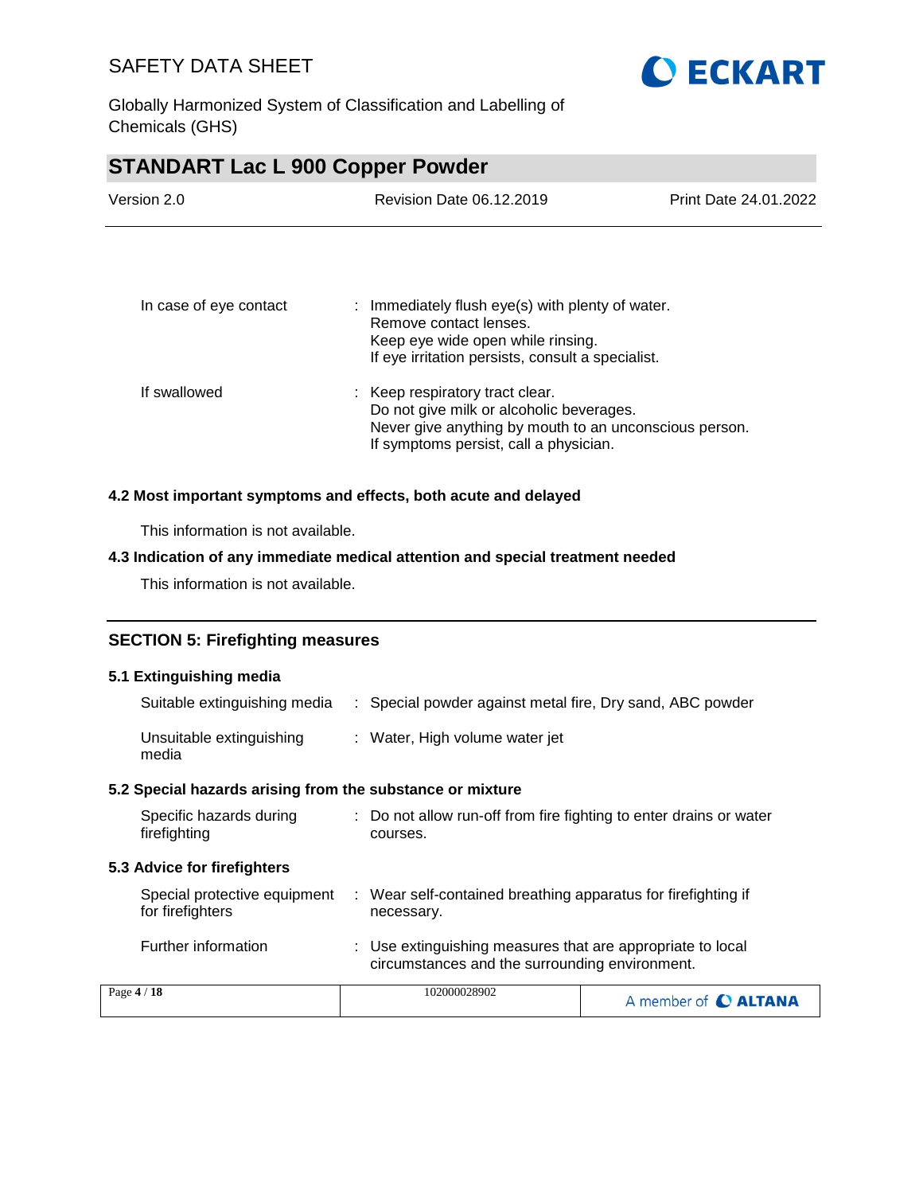| | | |
|---|---|---|
| In case of eye contact | : | Immediately flush eye(s) with plenty of water.<br>Remove contact lenses.<br>Keep eye wide open while rinsing.<br>If eye irritation persists, consult a specialist. |
| If swallowed | : | Keep respiratory tract clear.<br>Do not give milk or alcoholic beverages.<br>Never give anything by mouth to an unconscious person.<br>If symptoms persist, call a physician. |

### 4.2 Most important symptoms and effects, both acute and delayed

This information is not available.

### 4.3 Indication of any immediate medical attention and special treatment needed

This information is not available.

## SECTION 5: Firefighting measures

### 5.1 Extinguishing media

| | | |
|---|---|---|
| Suitable extinguishing media | : | Special powder against metal fire, Dry sand, ABC powder |
| Unsuitable extinguishing media | : | Water, High volume water jet |

### 5.2 Special hazards arising from the substance or mixture

| | | |
|---|---|---|
| Specific hazards during firefighting | : | Do not allow run-off from fire fighting to enter drains or water courses. |

### 5.3 Advice for firefighters

| | | |
|---|---|---|
| Special protective equipment for firefighters | : | Wear self-contained breathing apparatus for firefighting if necessary. |
| Further information | : | Use extinguishing measures that are appropriate to local circumstances and the surrounding environment. |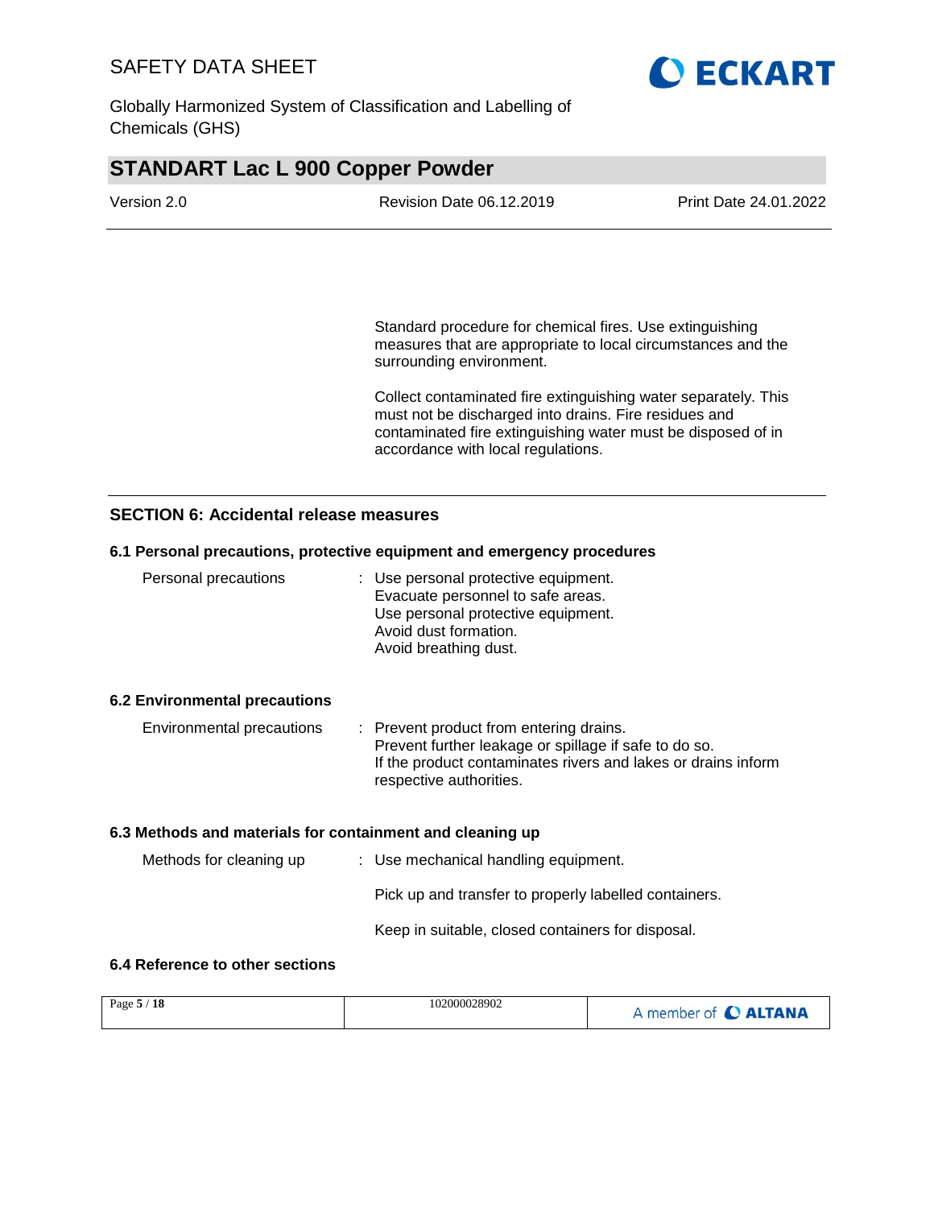Standard procedure for chemical fires. Use extinguishing measures that are appropriate to local circumstances and the surrounding environment.

Collect contaminated fire extinguishing water separately. This must not be discharged into drains. Fire residues and contaminated fire extinguishing water must be disposed of in accordance with local regulations.

## SECTION 6: Accidental release measures

### 6.1 Personal precautions, protective equipment and emergency procedures

Personal precautions : Use personal protective equipment.
Evacuate personnel to safe areas.
Use personal protective equipment.
Avoid dust formation.
Avoid breathing dust.

### 6.2 Environmental precautions

Environmental precautions : Prevent product from entering drains.
Prevent further leakage or spillage if safe to do so.
If the product contaminates rivers and lakes or drains inform respective authorities.

### 6.3 Methods and materials for containment and cleaning up

Methods for cleaning up : Use mechanical handling equipment.

Pick up and transfer to properly labelled containers.

Keep in suitable, closed containers for disposal.

### 6.4 Reference to other sections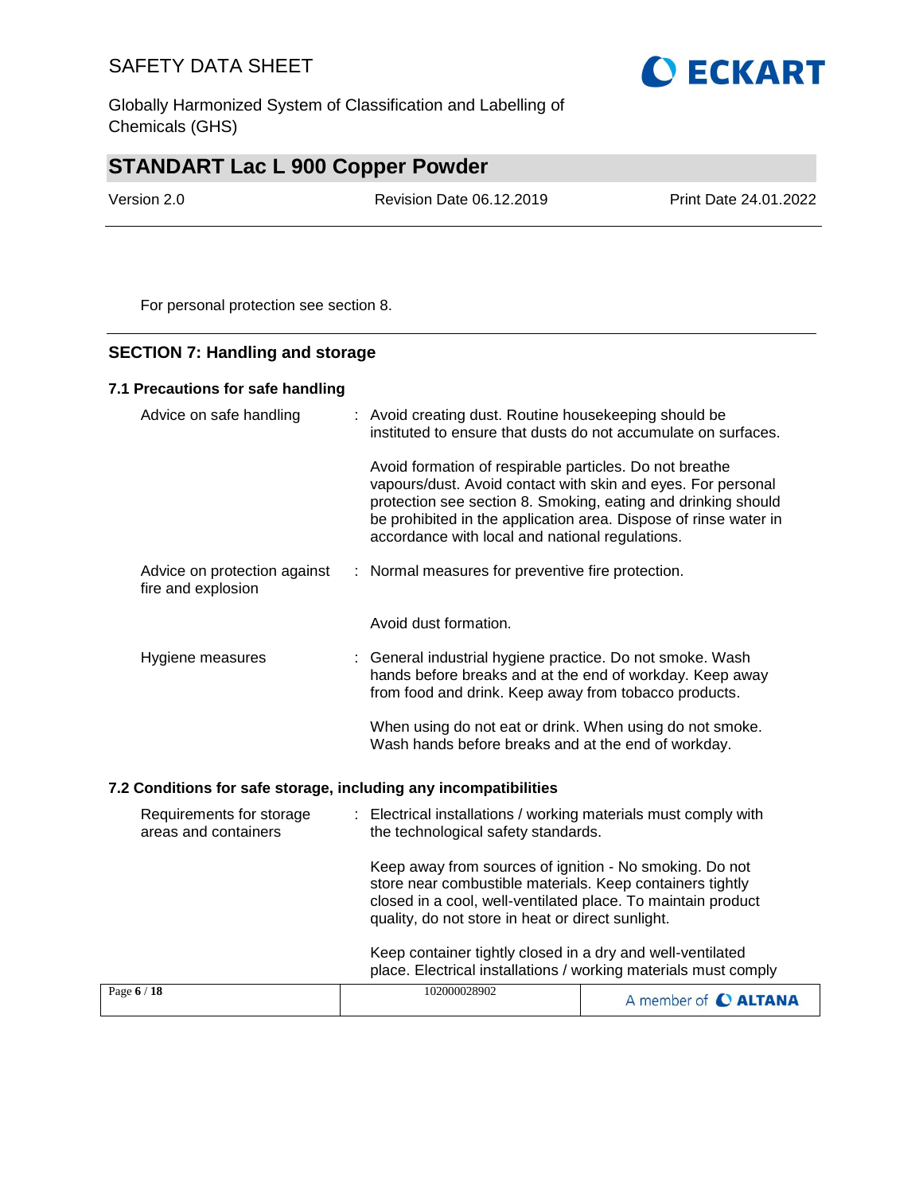For personal protection see section 8.

## SECTION 7: Handling and storage

### 7.1 Precautions for safe handling

Advice on safe handling : Avoid creating dust. Routine housekeeping should be instituted to ensure that dusts do not accumulate on surfaces.

Avoid formation of respirable particles. Do not breathe vapours/dust. Avoid contact with skin and eyes. For personal protection see section 8. Smoking, eating and drinking should be prohibited in the application area. Dispose of rinse water in accordance with local and national regulations.

Advice on protection against fire and explosion : Normal measures for preventive fire protection.

Avoid dust formation.

Hygiene measures : General industrial hygiene practice. Do not smoke. Wash hands before breaks and at the end of workday. Keep away from food and drink. Keep away from tobacco products.

When using do not eat or drink. When using do not smoke. Wash hands before breaks and at the end of workday.

### 7.2 Conditions for safe storage, including any incompatibilities

Requirements for storage areas and containers : Electrical installations / working materials must comply with the technological safety standards.

Keep away from sources of ignition - No smoking. Do not store near combustible materials. Keep containers tightly closed in a cool, well-ventilated place. To maintain product quality, do not store in heat or direct sunlight.

Keep container tightly closed in a dry and well-ventilated place. Electrical installations / working materials must comply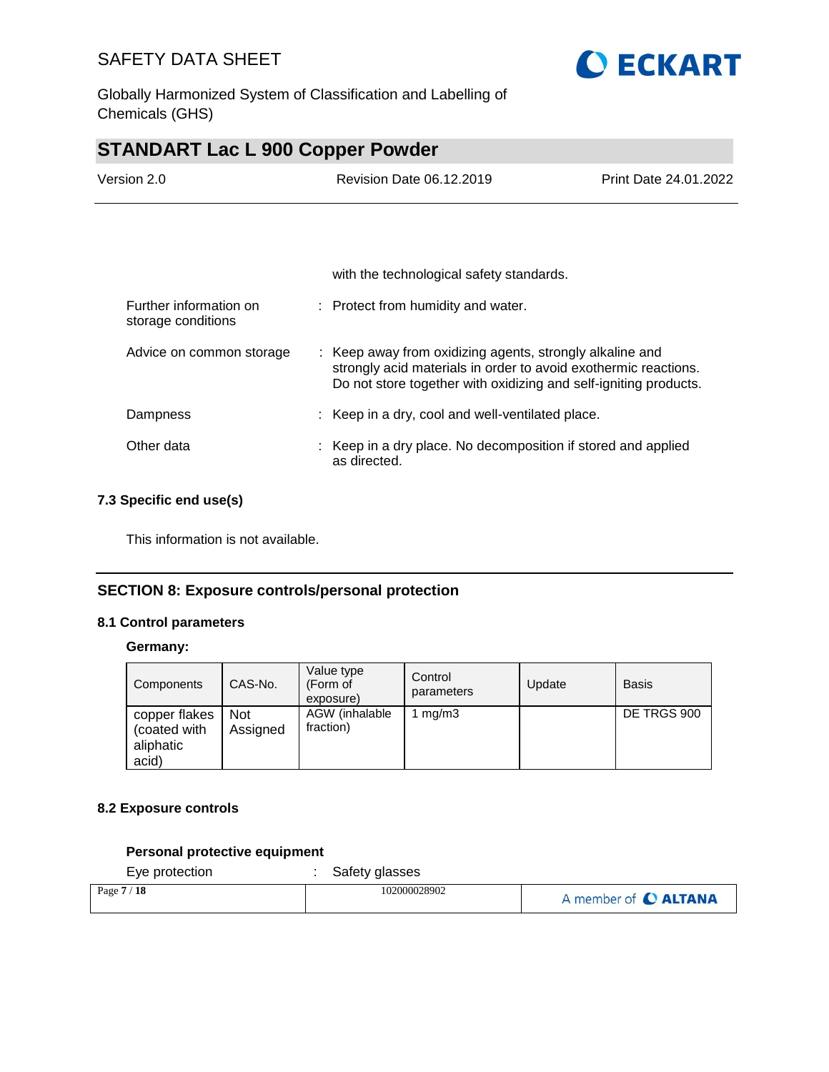with the technological safety standards.

Further information on storage conditions : Protect from humidity and water.

Advice on common storage : Keep away from oxidizing agents, strongly alkaline and strongly acid materials in order to avoid exothermic reactions. Do not store together with oxidizing and self-igniting products.

Dampness : Keep in a dry, cool and well-ventilated place.

Other data : Keep in a dry place. No decomposition if stored and applied as directed.

### 7.3 Specific end use(s)

This information is not available.

## SECTION 8: Exposure controls/personal protection

### 8.1 Control parameters

**Germany:**

| Components | CAS-No. | Value type (Form of exposure) | Control parameters | Update | Basis |
|---|---|---|---|---|---|
| copper flakes (coated with aliphatic acid) | Not Assigned | AGW (inhalable fraction) | 1 mg/m3 | | DE TRGS 900 |

### 8.2 Exposure controls

**Personal protective equipment**

Eye protection : Safety glasses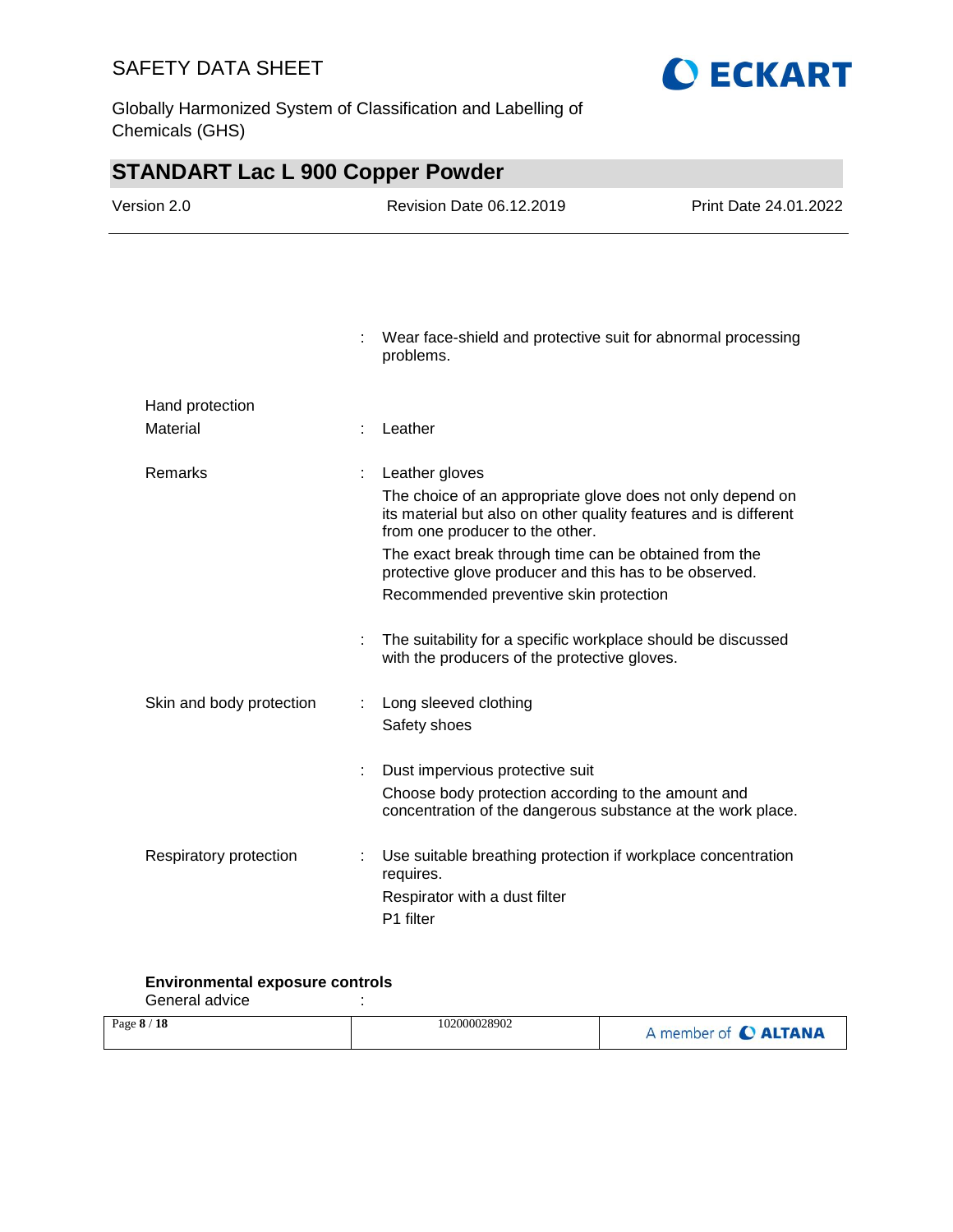| | | |
|---|---|---|
| | : | Wear face-shield and protective suit for abnormal processing problems. |
| **Hand protection** | | |
| Material | : | Leather |
| Remarks | : | Leather gloves<br>The choice of an appropriate glove does not only depend on its material but also on other quality features and is different from one producer to the other.<br>The exact break through time can be obtained from the protective glove producer and this has to be observed.<br>Recommended preventive skin protection |
| | : | The suitability for a specific workplace should be discussed with the producers of the protective gloves. |
| Skin and body protection | : | Long sleeved clothing<br>Safety shoes |
| | : | Dust impervious protective suit<br>Choose body protection according to the amount and concentration of the dangerous substance at the work place. |
| Respiratory protection | : | Use suitable breathing protection if workplace concentration requires.<br>Respirator with a dust filter<br>P1 filter |

**Environmental exposure controls**

General advice :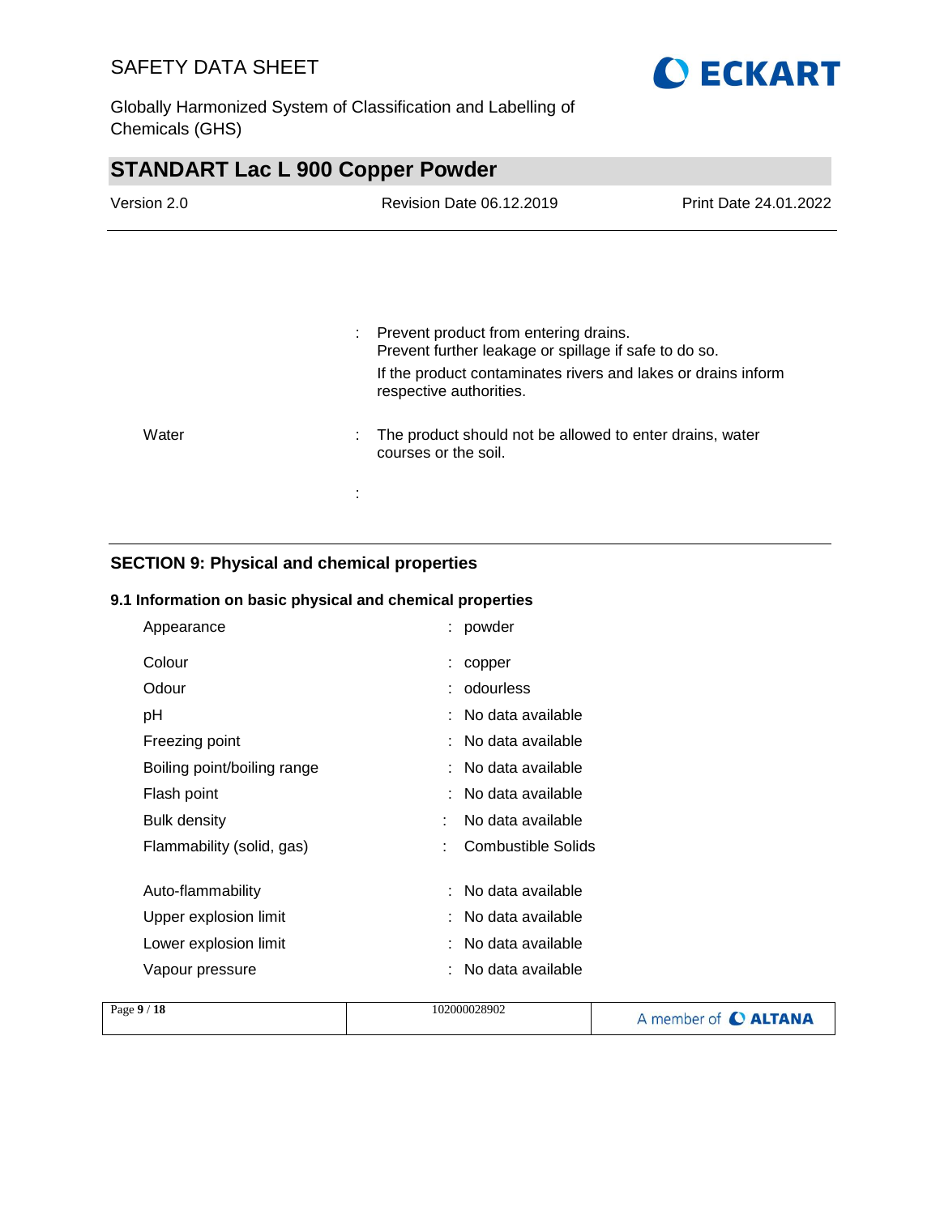| | | |
|---|---|---|
| | : | Prevent product from entering drains.<br>Prevent further leakage or spillage if safe to do so.<br>If the product contaminates rivers and lakes or drains inform respective authorities. |
| Water | : | The product should not be allowed to enter drains, water courses or the soil. |
| | : | |

## SECTION 9: Physical and chemical properties

### 9.1 Information on basic physical and chemical properties

| | | |
|---|---|---|
| Appearance | : | powder |
| Colour | : | copper |
| Odour | : | odourless |
| pH | : | No data available |
| Freezing point | : | No data available |
| Boiling point/boiling range | : | No data available |
| Flash point | : | No data available |
| Bulk density | : | No data available |
| Flammability (solid, gas) | : | Combustible Solids |
| Auto-flammability | : | No data available |
| Upper explosion limit | : | No data available |
| Lower explosion limit | : | No data available |
| Vapour pressure | : | No data available |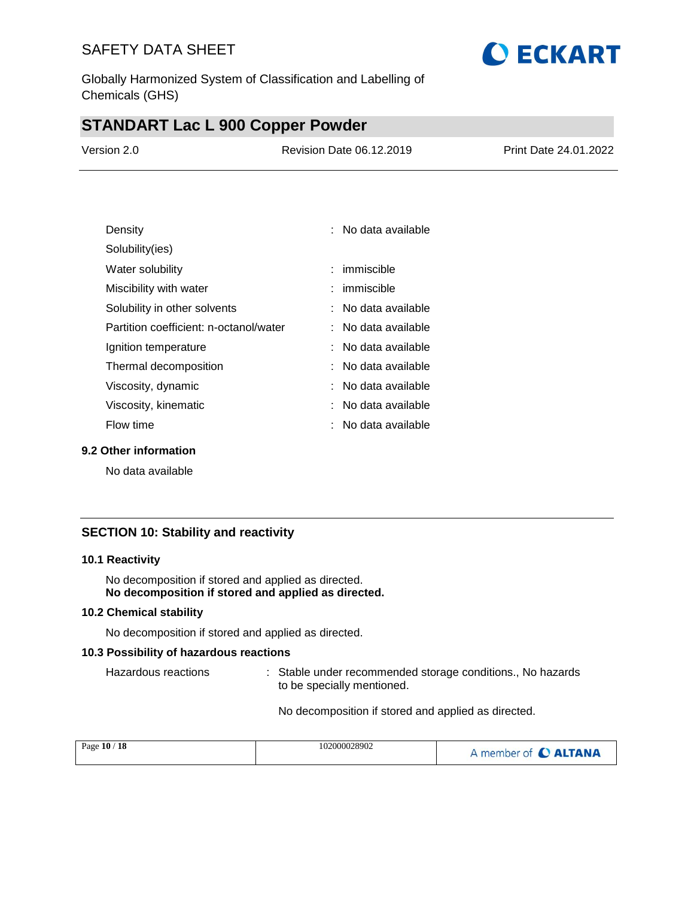| | | |
|---|---|---|
| Density | : | No data available |
| Solubility(ies) | | |
| Water solubility | : | immiscible |
| Miscibility with water | : | immiscible |
| Solubility in other solvents | : | No data available |
| Partition coefficient: n-octanol/water | : | No data available |
| Ignition temperature | : | No data available |
| Thermal decomposition | : | No data available |
| Viscosity, dynamic | : | No data available |
| Viscosity, kinematic | : | No data available |
| Flow time | : | No data available |

### 9.2 Other information

No data available

## SECTION 10: Stability and reactivity

### 10.1 Reactivity

No decomposition if stored and applied as directed.
**No decomposition if stored and applied as directed.**

### 10.2 Chemical stability

No decomposition if stored and applied as directed.

### 10.3 Possibility of hazardous reactions

Hazardous reactions : Stable under recommended storage conditions., No hazards to be specially mentioned.

No decomposition if stored and applied as directed.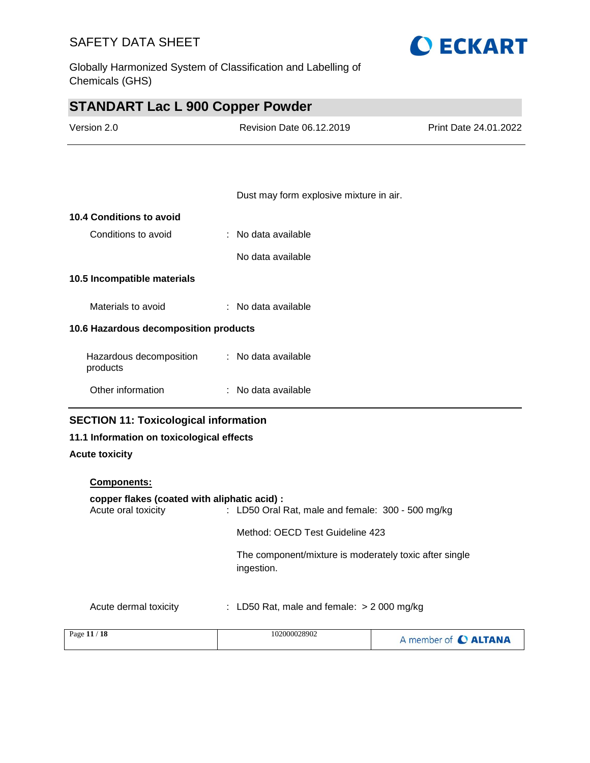Dust may form explosive mixture in air.

**10.4 Conditions to avoid**

Conditions to avoid : No data available

No data available

**10.5 Incompatible materials**

Materials to avoid : No data available

**10.6 Hazardous decomposition products**

Hazardous decomposition products : No data available

Other information : No data available

## SECTION 11: Toxicological information

**11.1 Information on toxicological effects**

**Acute toxicity**

**Components:**

**copper flakes (coated with aliphatic acid) :**

Acute oral toxicity : LD50 Oral Rat, male and female: 300 - 500 mg/kg

Method: OECD Test Guideline 423

The component/mixture is moderately toxic after single ingestion.

Acute dermal toxicity : LD50 Rat, male and female: > 2 000 mg/kg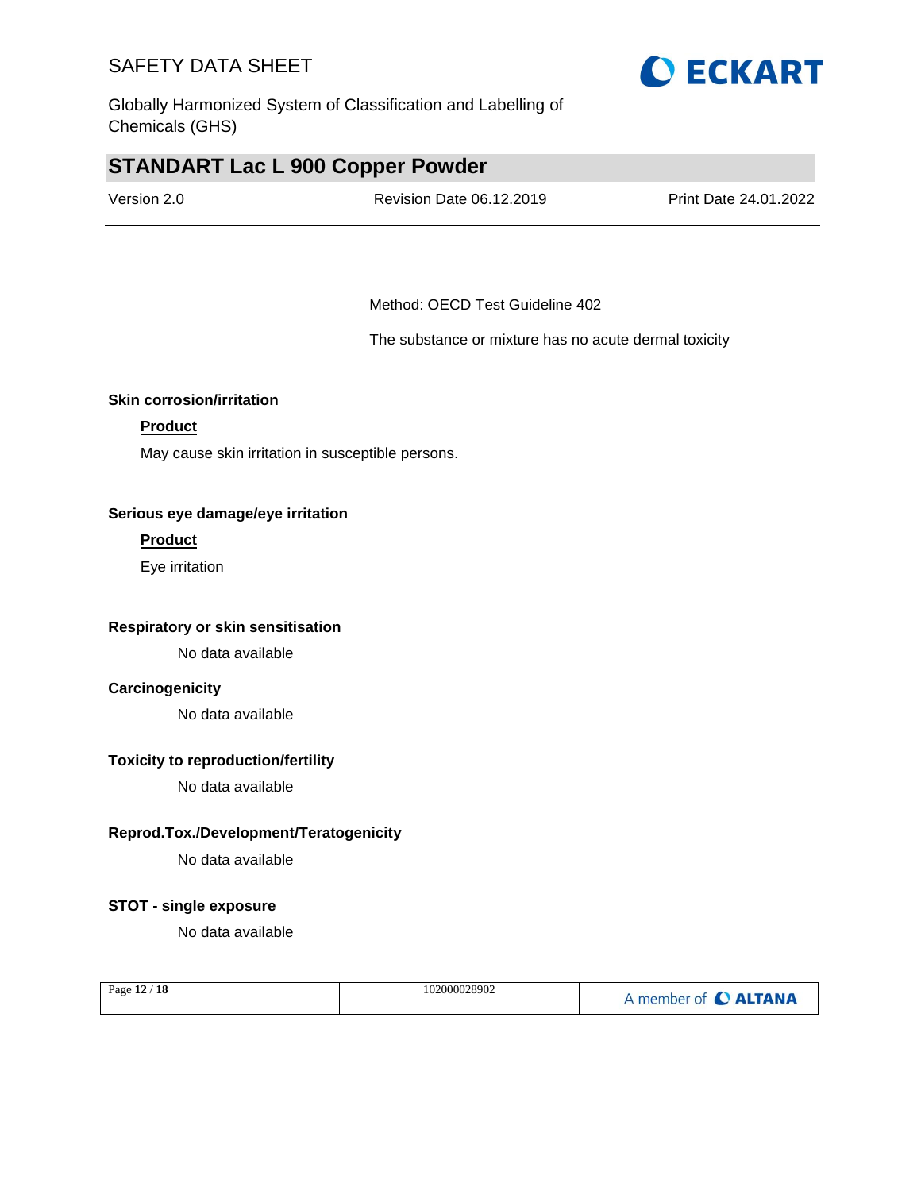Method: OECD Test Guideline 402

The substance or mixture has no acute dermal toxicity

**Skin corrosion/irritation**

**Product**

May cause skin irritation in susceptible persons.

**Serious eye damage/eye irritation**

**Product**

Eye irritation

**Respiratory or skin sensitisation**

No data available

**Carcinogenicity**

No data available

**Toxicity to reproduction/fertility**

No data available

**Reprod.Tox./Development/Teratogenicity**

No data available

**STOT - single exposure**

No data available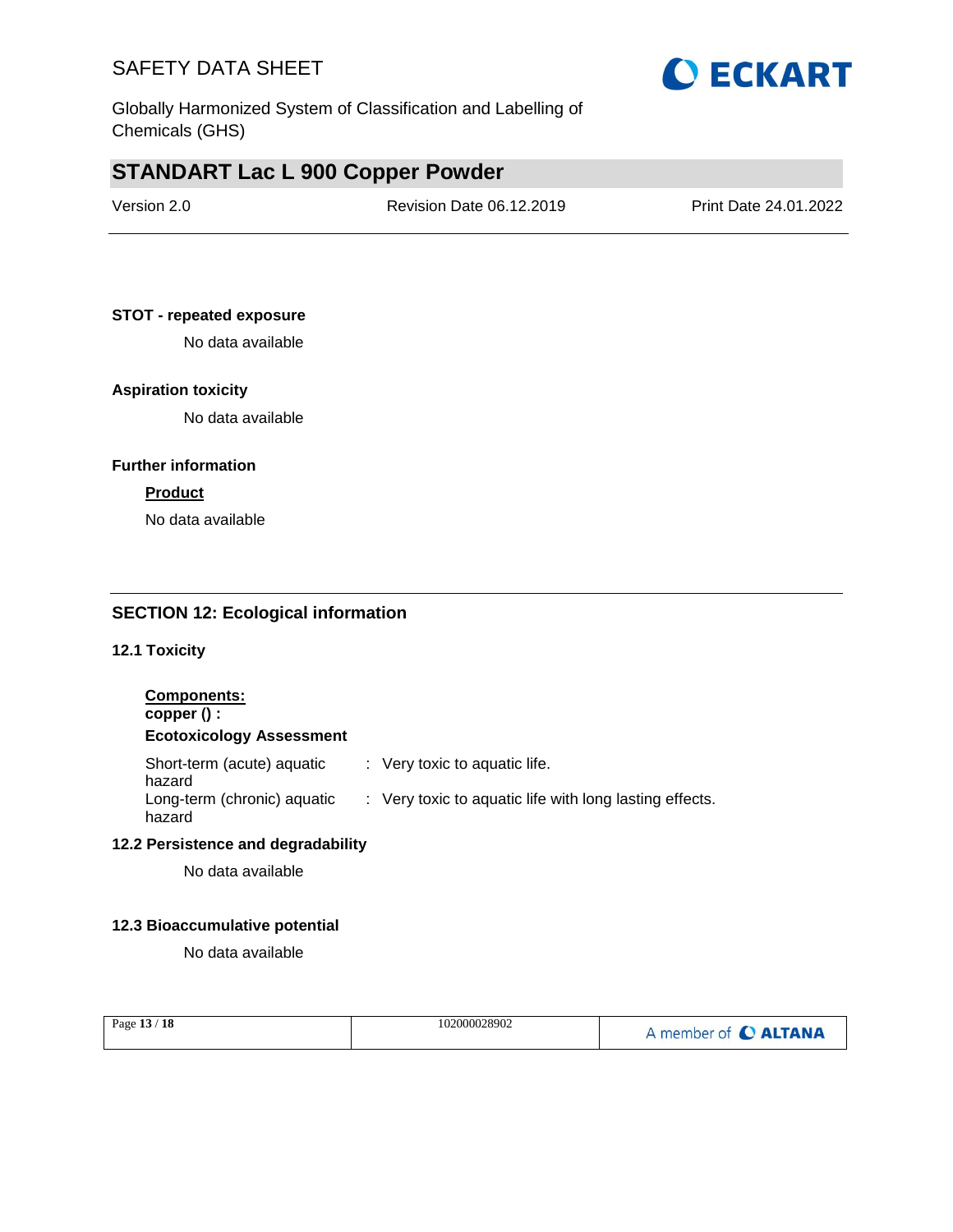**STOT - repeated exposure**

No data available

**Aspiration toxicity**

No data available

**Further information**

**Product**

No data available

## SECTION 12: Ecological information

### 12.1 Toxicity

**Components:**

**copper () :**

**Ecotoxicology Assessment**

| | | |
|---|---|---|
| Short-term (acute) aquatic hazard | : | Very toxic to aquatic life. |
| Long-term (chronic) aquatic hazard | : | Very toxic to aquatic life with long lasting effects. |

### 12.2 Persistence and degradability

No data available

### 12.3 Bioaccumulative potential

No data available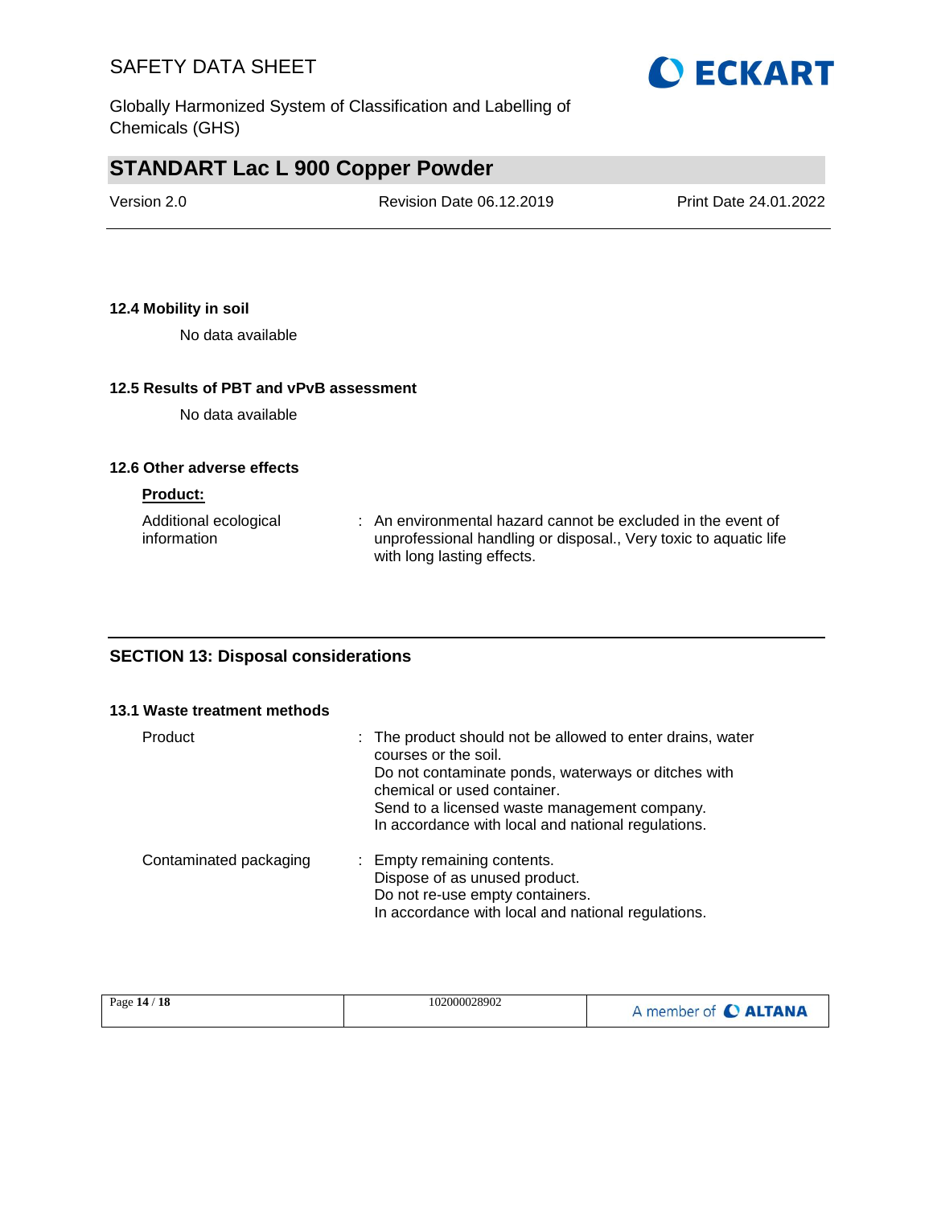### 12.4 Mobility in soil

No data available

### 12.5 Results of PBT and vPvB assessment

No data available

### 12.6 Other adverse effects

**Product:**

| | |
|---|---|
| Additional ecological information | : An environmental hazard cannot be excluded in the event of unprofessional handling or disposal., Very toxic to aquatic life with long lasting effects. |

## SECTION 13: Disposal considerations

### 13.1 Waste treatment methods

| | |
|---|---|
| Product | : The product should not be allowed to enter drains, water courses or the soil.<br>Do not contaminate ponds, waterways or ditches with chemical or used container.<br>Send to a licensed waste management company.<br>In accordance with local and national regulations. |
| Contaminated packaging | : Empty remaining contents.<br>Dispose of as unused product.<br>Do not re-use empty containers.<br>In accordance with local and national regulations. |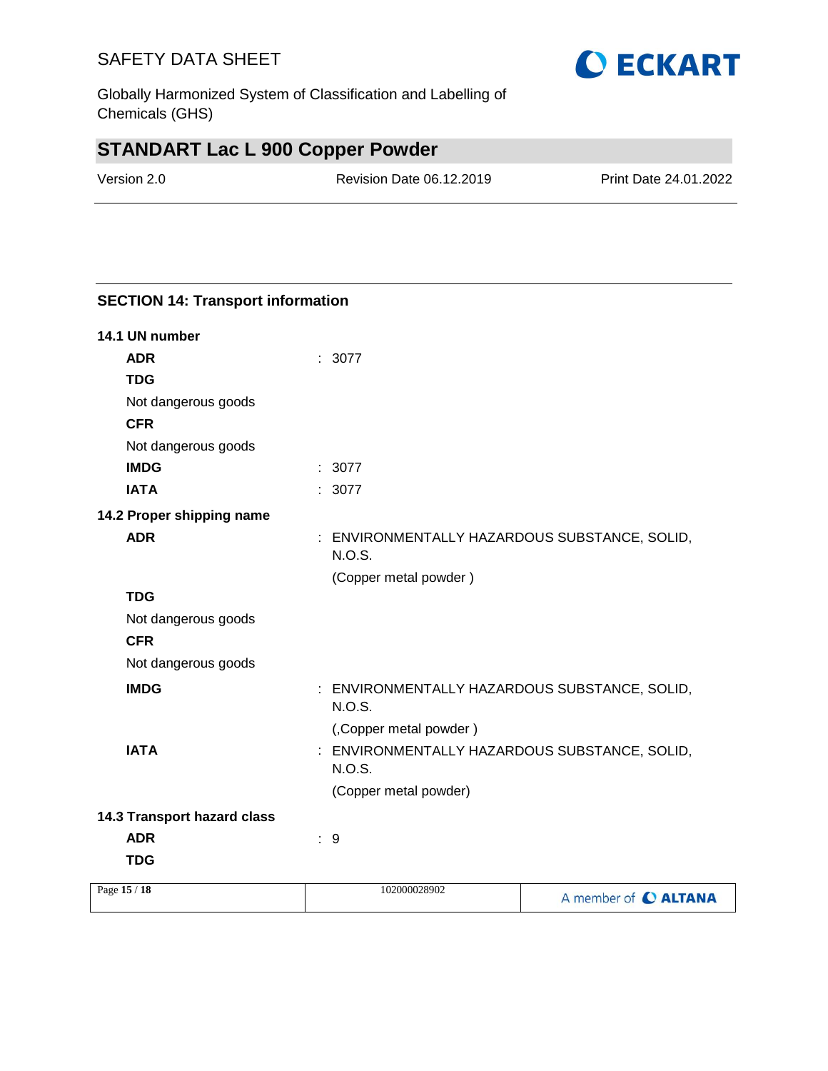## SECTION 14: Transport information

### 14.1 UN number

**ADR** : 3077

**TDG**

Not dangerous goods

**CFR**

Not dangerous goods

**IMDG** : 3077

**IATA** : 3077

### 14.2 Proper shipping name

**ADR** : ENVIRONMENTALLY HAZARDOUS SUBSTANCE, SOLID, N.O.S.

(Copper metal powder )

**TDG**

Not dangerous goods

**CFR**

Not dangerous goods

**IMDG** : ENVIRONMENTALLY HAZARDOUS SUBSTANCE, SOLID, N.O.S.

(,Copper metal powder )

**IATA** : ENVIRONMENTALLY HAZARDOUS SUBSTANCE, SOLID, N.O.S.

(Copper metal powder)

### 14.3 Transport hazard class

**ADR** : 9

**TDG**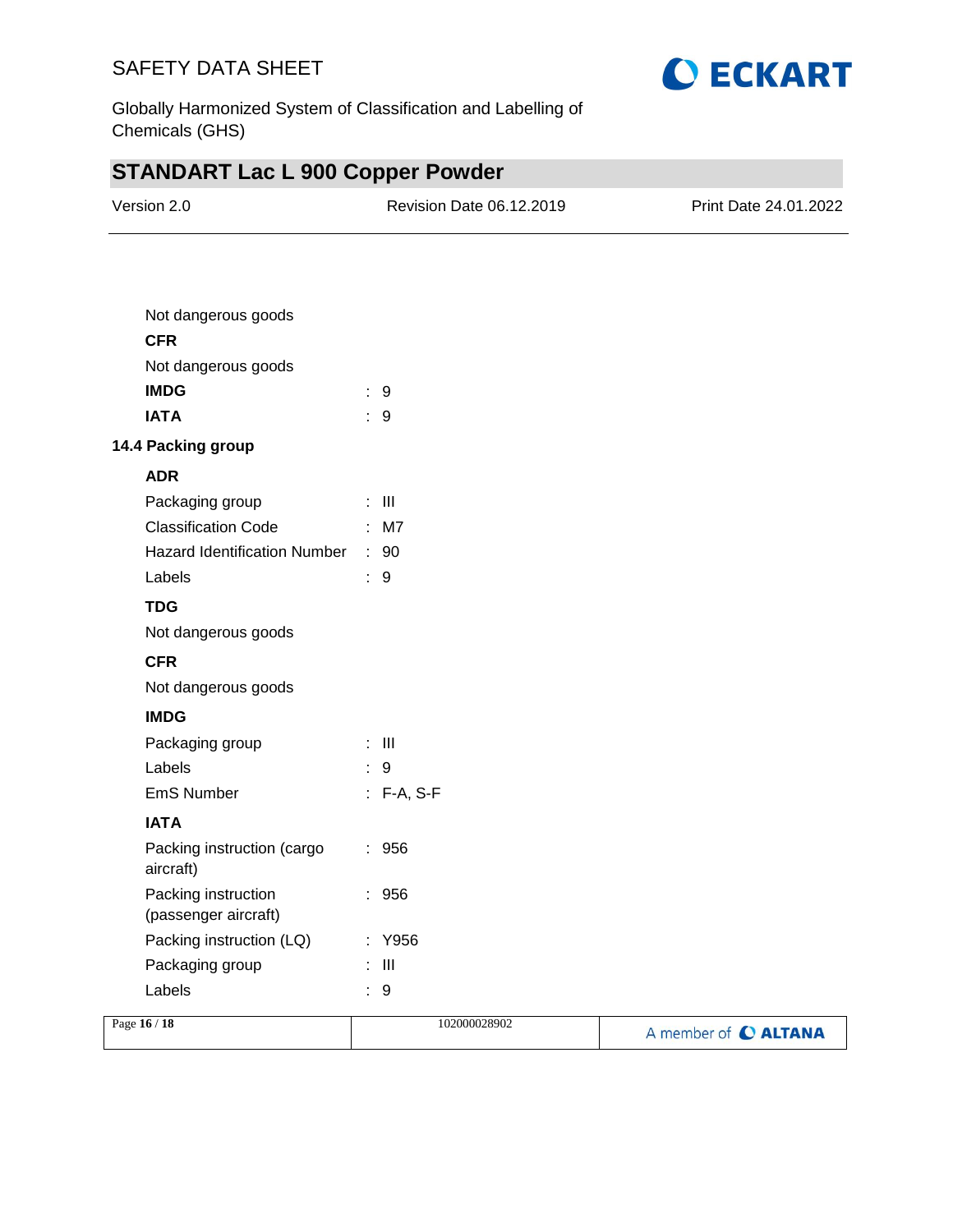Not dangerous goods

**CFR**

Not dangerous goods

| | | |
|---|---|---|
| **IMDG** | : | 9 |
| **IATA** | : | 9 |

### 14.4 Packing group

**ADR**

| | | |
|---|---|---|
| Packaging group | : | III |
| Classification Code | : | M7 |
| Hazard Identification Number | : | 90 |
| Labels | : | 9 |

**TDG**

Not dangerous goods

**CFR**

Not dangerous goods

**IMDG**

| | | |
|---|---|---|
| Packaging group | : | III |
| Labels | : | 9 |
| EmS Number | : | F-A, S-F |

**IATA**

| | | |
|---|---|---|
| Packing instruction (cargo aircraft) | : | 956 |
| Packing instruction (passenger aircraft) | : | 956 |
| Packing instruction (LQ) | : | Y956 |
| Packaging group | : | III |
| Labels | : | 9 |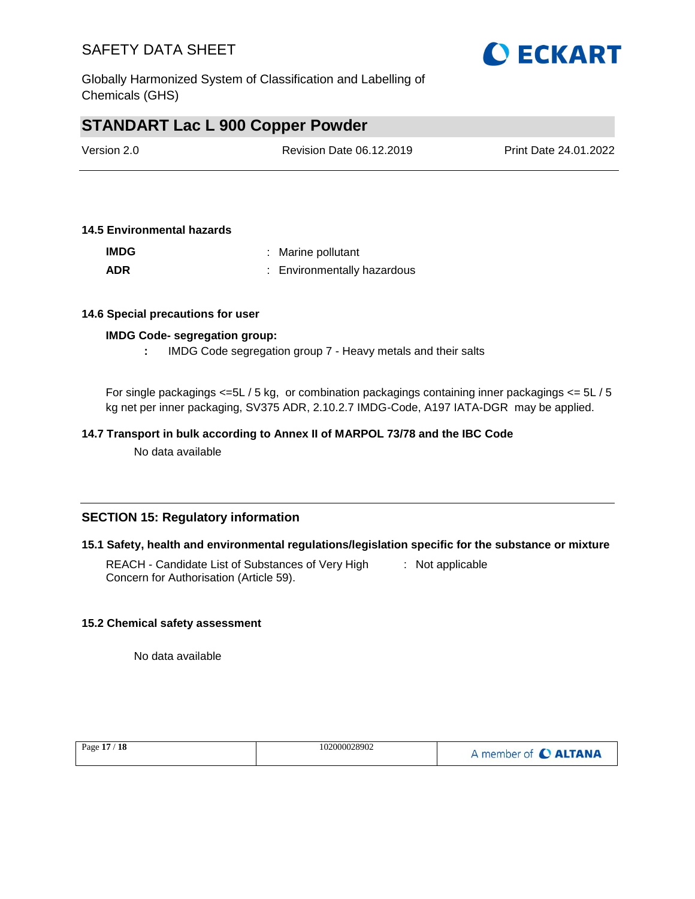### 14.5 Environmental hazards

**IMDG** : Marine pollutant

**ADR** : Environmentally hazardous

### 14.6 Special precautions for user

**IMDG Code- segregation group:**

**:** IMDG Code segregation group 7 - Heavy metals and their salts

For single packagings <=5L / 5 kg, or combination packagings containing inner packagings <= 5L / 5 kg net per inner packaging, SV375 ADR, 2.10.2.7 IMDG-Code, A197 IATA-DGR may be applied.

### 14.7 Transport in bulk according to Annex II of MARPOL 73/78 and the IBC Code

No data available

## SECTION 15: Regulatory information

### 15.1 Safety, health and environmental regulations/legislation specific for the substance or mixture

REACH - Candidate List of Substances of Very High Concern for Authorisation (Article 59). : Not applicable

### 15.2 Chemical safety assessment

No data available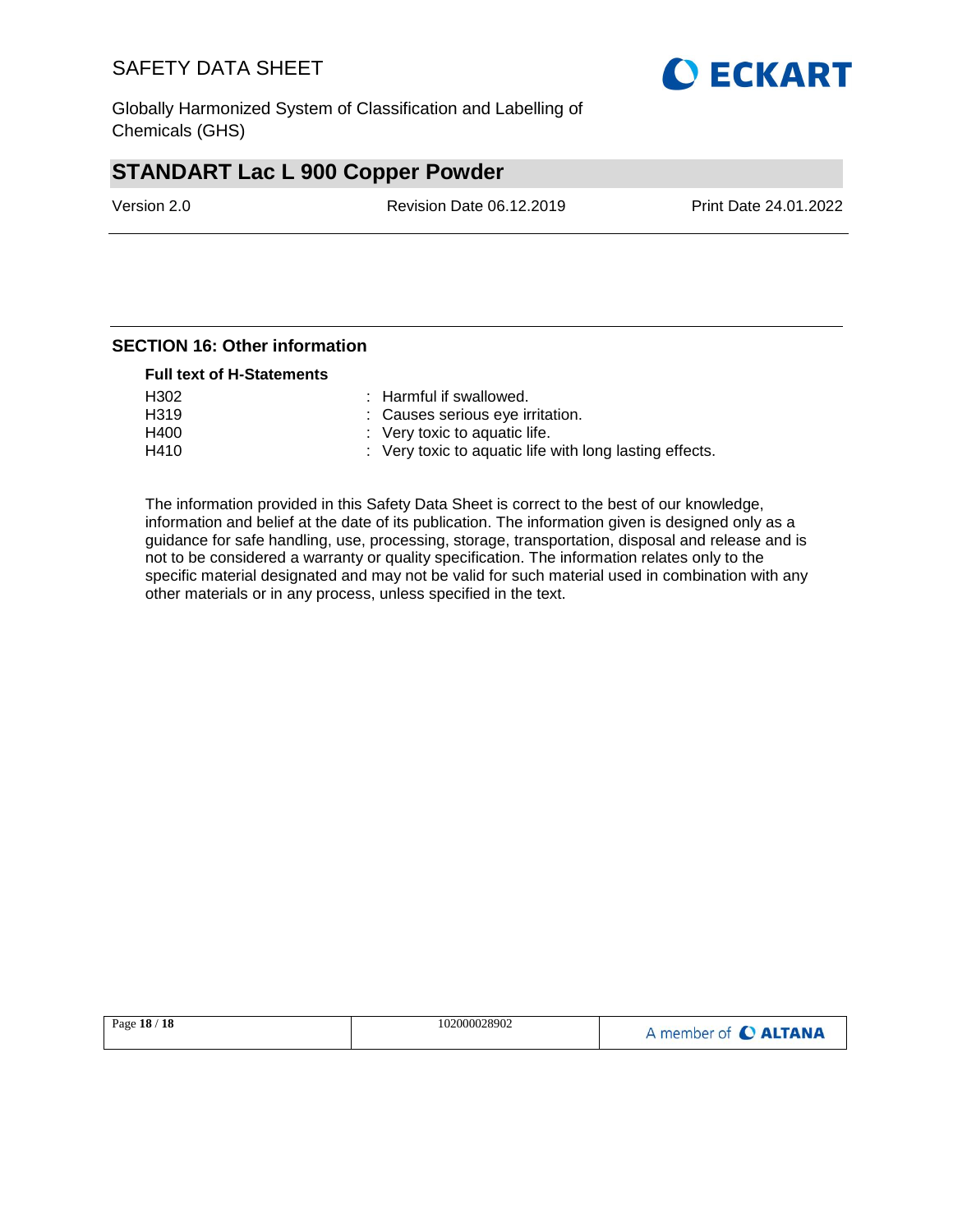## SECTION 16: Other information

**Full text of H-Statements**

| | |
|---|---|
| H302 | : Harmful if swallowed. |
| H319 | : Causes serious eye irritation. |
| H400 | : Very toxic to aquatic life. |
| H410 | : Very toxic to aquatic life with long lasting effects. |

The information provided in this Safety Data Sheet is correct to the best of our knowledge, information and belief at the date of its publication. The information given is designed only as a guidance for safe handling, use, processing, storage, transportation, disposal and release and is not to be considered a warranty or quality specification. The information relates only to the specific material designated and may not be valid for such material used in combination with any other materials or in any process, unless specified in the text.